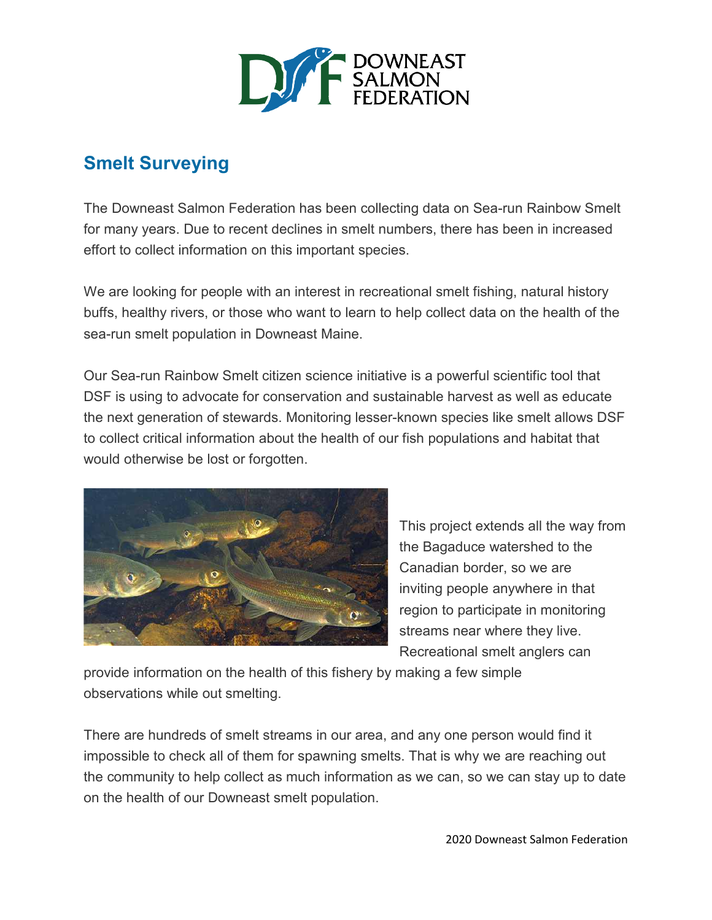## Smelt Surveying

The Downeast Salmon Federation has been collecting data on Sea-run Rainbow Smelt for many years. Due to recent declines in smelt numbers, there has been in increased effort to collect information on this important species.

We are looking for people with an interest in recreational smelt fishing, natural history buffs, healthy rivers, or those who want to learn to help collect data on the health of the sea-run smelt population in Downeast Maine.

Our Sea-run Rainbow Smelt citizen science initiative is a powerful scientific tool that DSF is using to advocate for conservation and sustainable harvest as well as educate the next generation of stewards. Monitoring lesser-known species like smelt allows DSF to collect critical information about the health of our fish populations and habitat that would otherwise be lost or forgotten.

This project extends all the way from the Bagaduce watershed to the Canadian border, so we are inviting people anywhere in that region to participate in monitoring streams near where they live. Recreational smelt anglers can provide information on the health of this fishery by making a few simple observations while out smelting.

There are hundreds of smelt streams in our area, and any one person would find it impossible to check all of them for spawning smelts. That is why we are reaching out the community to help collect as much information as we can, so we can stay up to date on the health of our Downeast smelt population.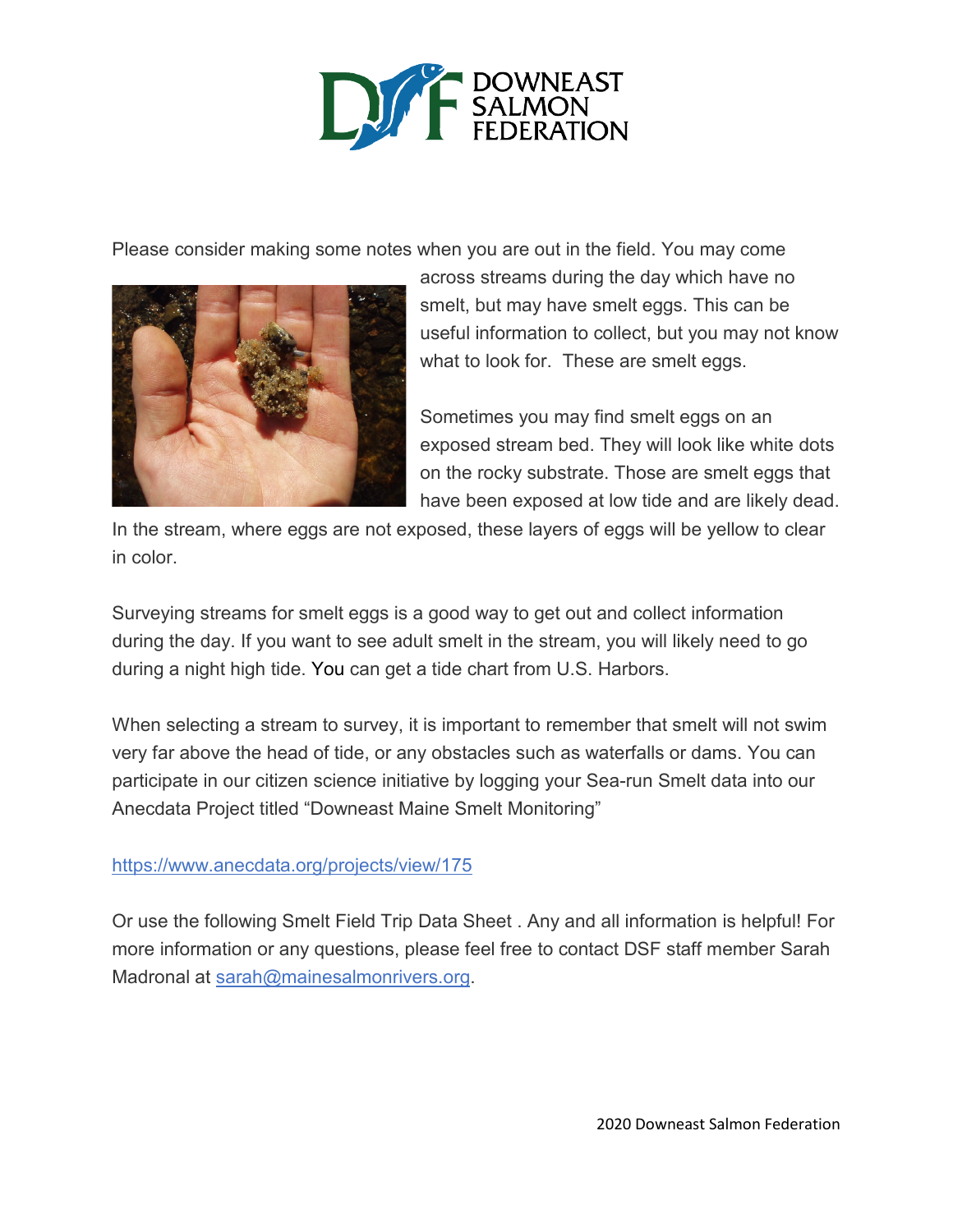Please consider making some notes when you are out in the field. You may come across streams during the day which have no smelt, but may have smelt eggs. This can be useful information to collect, but you may not know what to look for. These are smelt eggs.

Sometimes you may find smelt eggs on an exposed stream bed. They will look like white dots on the rocky substrate. Those are smelt eggs that have been exposed at low tide and are likely dead. In the stream, where eggs are not exposed, these layers of eggs will be yellow to clear in color.

Surveying streams for smelt eggs is a good way to get out and collect information during the day. If you want to see adult smelt in the stream, you will likely need to go during a night high tide. You can get a tide chart from U.S. Harbors.

When selecting a stream to survey, it is important to remember that smelt will not swim very far above the head of tide, or any obstacles such as waterfalls or dams. You can participate in our citizen science initiative by logging your Sea-run Smelt data into our Anecdata Project titled "Downeast Maine Smelt Monitoring"

[https://www.anecdata.org/projects/view/175](https://www.anecdata.org/projects/view/175)

Or use the following Smelt Field Trip Data Sheet . Any and all information is helpful! For more information or any questions, please feel free to contact DSF staff member Sarah Madronal at [sarah@mainesalmonrivers.org](mailto:sarah@mainesalmonrivers.org).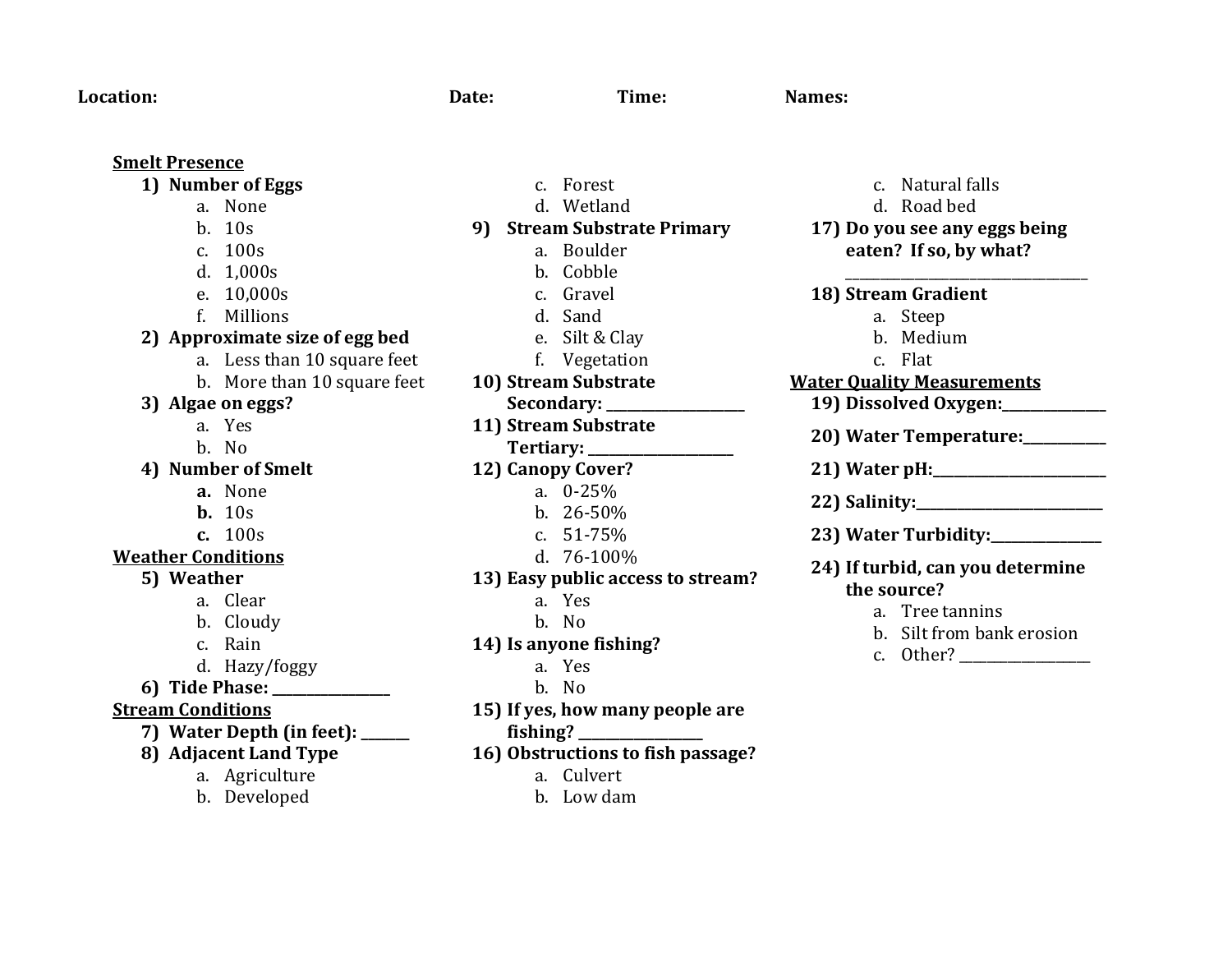**Location:** **Date:** **Time:** **Names:**

**Smelt Presence**

1) **Number of Eggs**
   a. None
   b. 10s
   c. 100s
   d. 1,000s
   e. 10,000s
   f. Millions
2) **Approximate size of egg bed**
   a. Less than 10 square feet
   b. More than 10 square feet
3) **Algae on eggs?**
   a. Yes
   b. No
4) **Number of Smelt**
   **a.** None
   **b.** 10s
   **c.** 100s

**Weather Conditions**

5) **Weather**
   a. Clear
   b. Cloudy
   c. Rain
   d. Hazy/foggy
6) **Tide Phase: ________________**

**Stream Conditions**

7) **Water Depth (in feet): _______**
8) **Adjacent Land Type**
   a. Agriculture
   b. Developed
   c. Forest
   d. Wetland
9) **Stream Substrate Primary**
   a. Boulder
   b. Cobble
   c. Gravel
   d. Sand
   e. Silt & Clay
   f. Vegetation
10) **Stream Substrate Secondary: ___________________**
11) **Stream Substrate Tertiary: ___________________**
12) **Canopy Cover?**
    a. 0-25%
    b. 26-50%
    c. 51-75%
    d. 76-100%
13) **Easy public access to stream?**
    a. Yes
    b. No
14) **Is anyone fishing?**
    a. Yes
    b. No
15) **If yes, how many people are fishing? _________________**
16) **Obstructions to fish passage?**
    a. Culvert
    b. Low dam
    c. Natural falls
    d. Road bed
17) **Do you see any eggs being eaten? If so, by what?**
    ________________________________
18) **Stream Gradient**
    a. Steep
    b. Medium
    c. Flat

**Water Quality Measurements**

19) **Dissolved Oxygen:______________**
20) **Water Temperature:___________**
21) **Water pH:________________________**
22) **Salinity:_________________________**
23) **Water Turbidity:_______________**
24) **If turbid, can you determine the source?**
    a. Tree tannins
    b. Silt from bank erosion
    c. Other? _________________